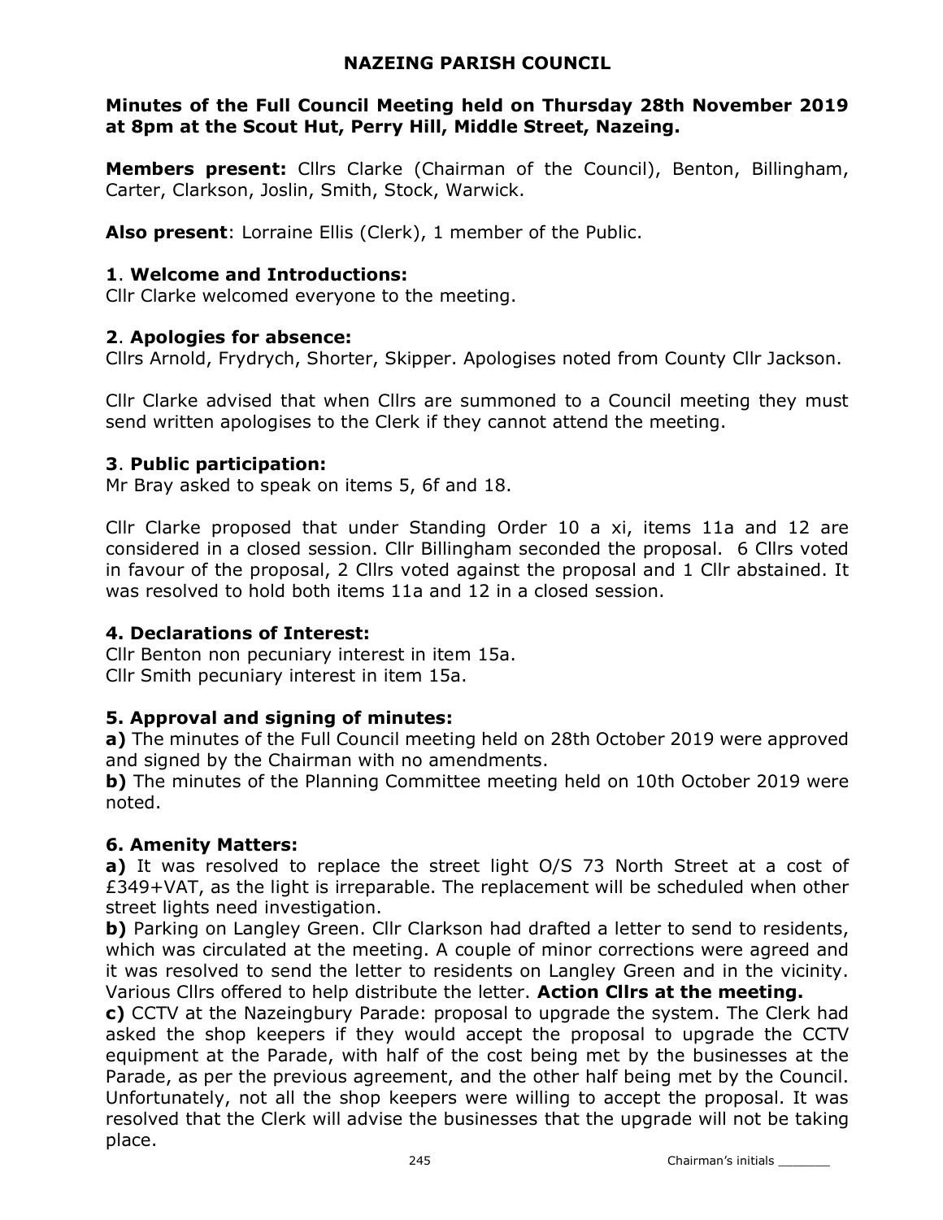# NAZEING PARISH COUNCIL

## Minutes of the Full Council Meeting held on Thursday 28th November 2019 at 8pm at the Scout Hut, Perry Hill, Middle Street, Nazeing.

**Members present:** Cllrs Clarke (Chairman of the Council), Benton, Billingham, Carter, Clarkson, Joslin, Smith, Stock, Warwick.

**Also present**: Lorraine Ellis (Clerk), 1 member of the Public.

### 1. Welcome and Introductions:

Cllr Clarke welcomed everyone to the meeting.

### 2. Apologies for absence:

Cllrs Arnold, Frydrych, Shorter, Skipper. Apologises noted from County Cllr Jackson.

Cllr Clarke advised that when Cllrs are summoned to a Council meeting they must send written apologises to the Clerk if they cannot attend the meeting.

### 3. Public participation:

Mr Bray asked to speak on items 5, 6f and 18.

Cllr Clarke proposed that under Standing Order 10 a xi, items 11a and 12 are considered in a closed session. Cllr Billingham seconded the proposal. 6 Cllrs voted in favour of the proposal, 2 Cllrs voted against the proposal and 1 Cllr abstained. It was resolved to hold both items 11a and 12 in a closed session.

### 4. Declarations of Interest:

Cllr Benton non pecuniary interest in item 15a.
Cllr Smith pecuniary interest in item 15a.

### 5. Approval and signing of minutes:

**a)** The minutes of the Full Council meeting held on 28th October 2019 were approved and signed by the Chairman with no amendments.
**b)** The minutes of the Planning Committee meeting held on 10th October 2019 were noted.

### 6. Amenity Matters:

**a)** It was resolved to replace the street light O/S 73 North Street at a cost of £349+VAT, as the light is irreparable. The replacement will be scheduled when other street lights need investigation.
**b)** Parking on Langley Green. Cllr Clarkson had drafted a letter to send to residents, which was circulated at the meeting. A couple of minor corrections were agreed and it was resolved to send the letter to residents on Langley Green and in the vicinity. Various Cllrs offered to help distribute the letter. **Action Cllrs at the meeting.**
**c)** CCTV at the Nazeingbury Parade: proposal to upgrade the system. The Clerk had asked the shop keepers if they would accept the proposal to upgrade the CCTV equipment at the Parade, with half of the cost being met by the businesses at the Parade, as per the previous agreement, and the other half being met by the Council. Unfortunately, not all the shop keepers were willing to accept the proposal. It was resolved that the Clerk will advise the businesses that the upgrade will not be taking place.

Chairman's initials _______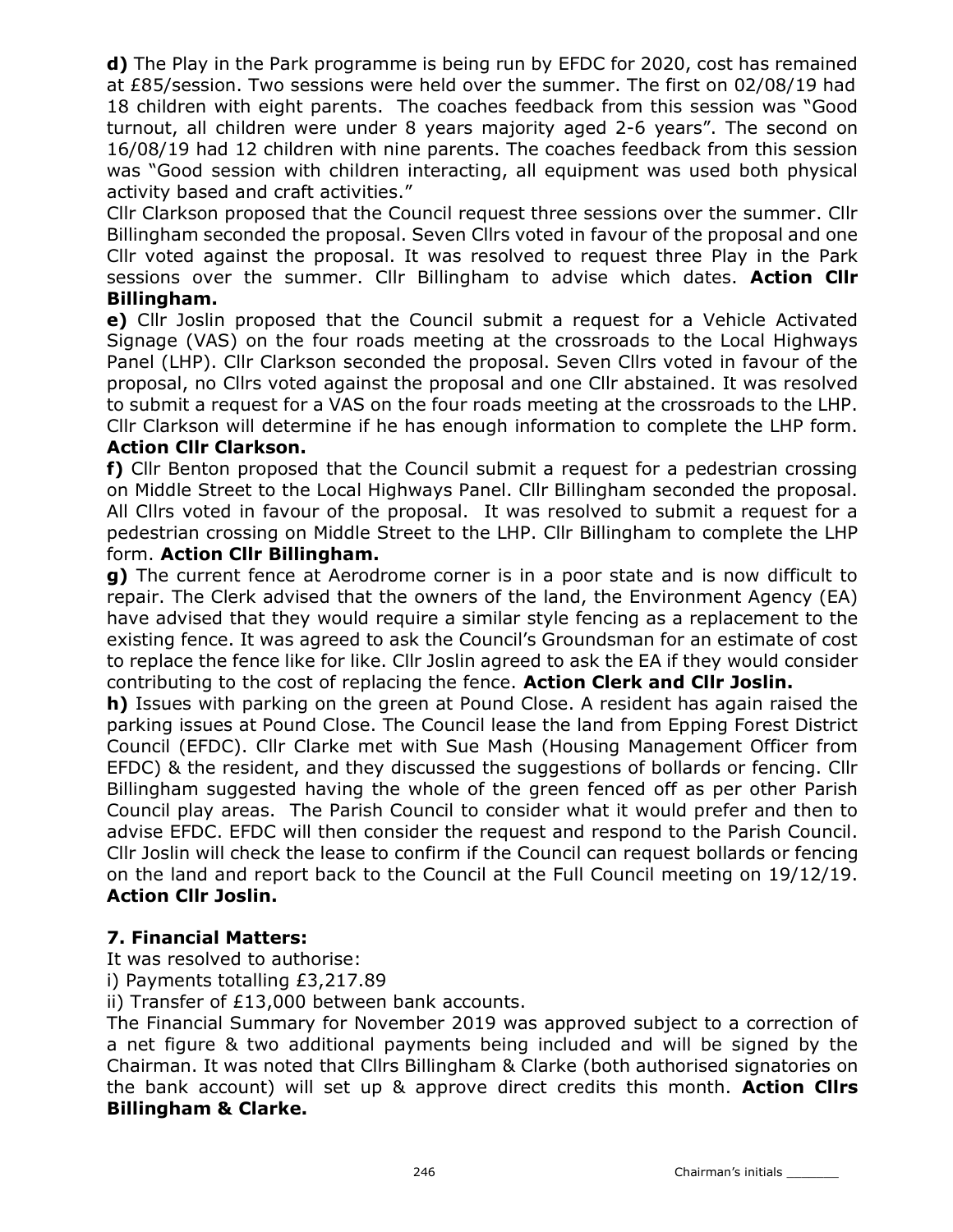**d)** The Play in the Park programme is being run by EFDC for 2020, cost has remained at £85/session. Two sessions were held over the summer. The first on 02/08/19 had 18 children with eight parents. The coaches feedback from this session was "Good turnout, all children were under 8 years majority aged 2-6 years". The second on 16/08/19 had 12 children with nine parents. The coaches feedback from this session was "Good session with children interacting, all equipment was used both physical activity based and craft activities."

Cllr Clarkson proposed that the Council request three sessions over the summer. Cllr Billingham seconded the proposal. Seven Cllrs voted in favour of the proposal and one Cllr voted against the proposal. It was resolved to request three Play in the Park sessions over the summer. Cllr Billingham to advise which dates. **Action Cllr Billingham.**

**e)** Cllr Joslin proposed that the Council submit a request for a Vehicle Activated Signage (VAS) on the four roads meeting at the crossroads to the Local Highways Panel (LHP). Cllr Clarkson seconded the proposal. Seven Cllrs voted in favour of the proposal, no Cllrs voted against the proposal and one Cllr abstained. It was resolved to submit a request for a VAS on the four roads meeting at the crossroads to the LHP. Cllr Clarkson will determine if he has enough information to complete the LHP form. **Action Cllr Clarkson.**

**f)** Cllr Benton proposed that the Council submit a request for a pedestrian crossing on Middle Street to the Local Highways Panel. Cllr Billingham seconded the proposal. All Cllrs voted in favour of the proposal. It was resolved to submit a request for a pedestrian crossing on Middle Street to the LHP. Cllr Billingham to complete the LHP form. **Action Cllr Billingham.**

**g)** The current fence at Aerodrome corner is in a poor state and is now difficult to repair. The Clerk advised that the owners of the land, the Environment Agency (EA) have advised that they would require a similar style fencing as a replacement to the existing fence. It was agreed to ask the Council's Groundsman for an estimate of cost to replace the fence like for like. Cllr Joslin agreed to ask the EA if they would consider contributing to the cost of replacing the fence. **Action Clerk and Cllr Joslin.**

**h)** Issues with parking on the green at Pound Close. A resident has again raised the parking issues at Pound Close. The Council lease the land from Epping Forest District Council (EFDC). Cllr Clarke met with Sue Mash (Housing Management Officer from EFDC) & the resident, and they discussed the suggestions of bollards or fencing. Cllr Billingham suggested having the whole of the green fenced off as per other Parish Council play areas. The Parish Council to consider what it would prefer and then to advise EFDC. EFDC will then consider the request and respond to the Parish Council. Cllr Joslin will check the lease to confirm if the Council can request bollards or fencing on the land and report back to the Council at the Full Council meeting on 19/12/19. **Action Cllr Joslin.**

### 7. Financial Matters:

It was resolved to authorise:

i) Payments totalling £3,217.89

ii) Transfer of £13,000 between bank accounts.

The Financial Summary for November 2019 was approved subject to a correction of a net figure & two additional payments being included and will be signed by the Chairman. It was noted that Cllrs Billingham & Clarke (both authorised signatories on the bank account) will set up & approve direct credits this month. **Action Cllrs Billingham & Clarke.**

Chairman's initials _______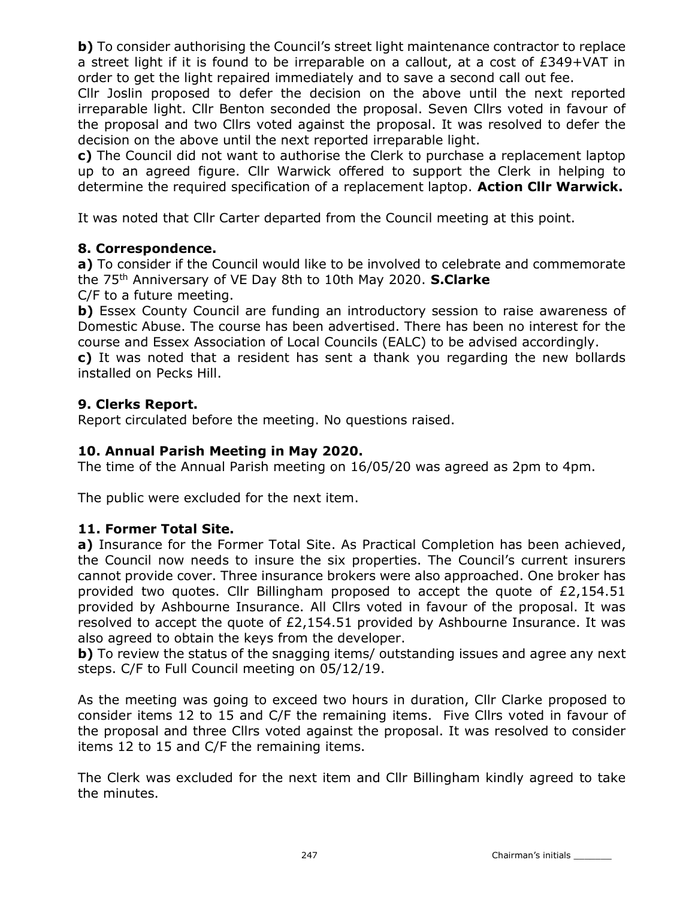**b)** To consider authorising the Council's street light maintenance contractor to replace a street light if it is found to be irreparable on a callout, at a cost of £349+VAT in order to get the light repaired immediately and to save a second call out fee.

Cllr Joslin proposed to defer the decision on the above until the next reported irreparable light. Cllr Benton seconded the proposal. Seven Cllrs voted in favour of the proposal and two Cllrs voted against the proposal. It was resolved to defer the decision on the above until the next reported irreparable light.

**c)** The Council did not want to authorise the Clerk to purchase a replacement laptop up to an agreed figure. Cllr Warwick offered to support the Clerk in helping to determine the required specification of a replacement laptop. **Action Cllr Warwick.**

It was noted that Cllr Carter departed from the Council meeting at this point.

## 8. Correspondence.

**a)** To consider if the Council would like to be involved to celebrate and commemorate the 75th Anniversary of VE Day 8th to 10th May 2020. **S.Clarke**
C/F to a future meeting.

**b)** Essex County Council are funding an introductory session to raise awareness of Domestic Abuse. The course has been advertised. There has been no interest for the course and Essex Association of Local Councils (EALC) to be advised accordingly.

**c)** It was noted that a resident has sent a thank you regarding the new bollards installed on Pecks Hill.

## 9. Clerks Report.

Report circulated before the meeting. No questions raised.

## 10. Annual Parish Meeting in May 2020.

The time of the Annual Parish meeting on 16/05/20 was agreed as 2pm to 4pm.

The public were excluded for the next item.

## 11. Former Total Site.

**a)** Insurance for the Former Total Site. As Practical Completion has been achieved, the Council now needs to insure the six properties. The Council's current insurers cannot provide cover. Three insurance brokers were also approached. One broker has provided two quotes. Cllr Billingham proposed to accept the quote of £2,154.51 provided by Ashbourne Insurance. All Cllrs voted in favour of the proposal. It was resolved to accept the quote of £2,154.51 provided by Ashbourne Insurance. It was also agreed to obtain the keys from the developer.

**b)** To review the status of the snagging items/ outstanding issues and agree any next steps. C/F to Full Council meeting on 05/12/19.

As the meeting was going to exceed two hours in duration, Cllr Clarke proposed to consider items 12 to 15 and C/F the remaining items. Five Cllrs voted in favour of the proposal and three Cllrs voted against the proposal. It was resolved to consider items 12 to 15 and C/F the remaining items.

The Clerk was excluded for the next item and Cllr Billingham kindly agreed to take the minutes.

Chairman's initials _______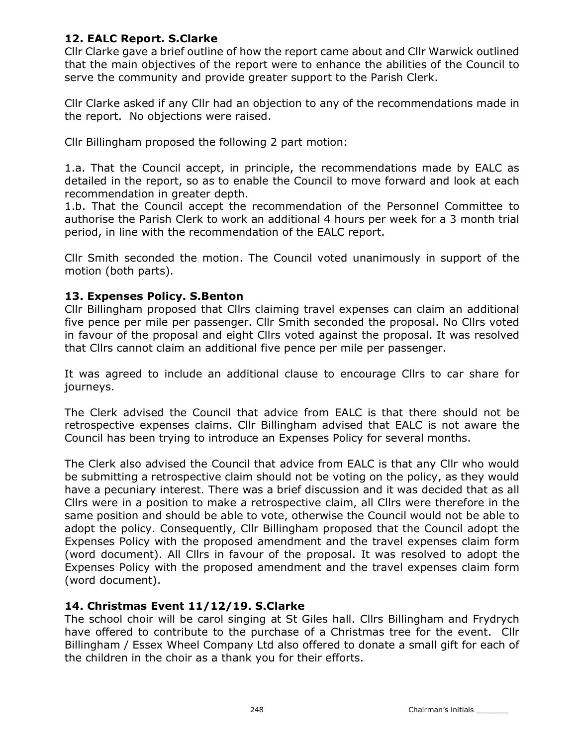## 12. EALC Report. S.Clarke

Cllr Clarke gave a brief outline of how the report came about and Cllr Warwick outlined that the main objectives of the report were to enhance the abilities of the Council to serve the community and provide greater support to the Parish Clerk.

Cllr Clarke asked if any Cllr had an objection to any of the recommendations made in the report. No objections were raised.

Cllr Billingham proposed the following 2 part motion:

1.a. That the Council accept, in principle, the recommendations made by EALC as detailed in the report, so as to enable the Council to move forward and look at each recommendation in greater depth.
1.b. That the Council accept the recommendation of the Personnel Committee to authorise the Parish Clerk to work an additional 4 hours per week for a 3 month trial period, in line with the recommendation of the EALC report.

Cllr Smith seconded the motion. The Council voted unanimously in support of the motion (both parts).

## 13. Expenses Policy. S.Benton

Cllr Billingham proposed that Cllrs claiming travel expenses can claim an additional five pence per mile per passenger. Cllr Smith seconded the proposal. No Cllrs voted in favour of the proposal and eight Cllrs voted against the proposal. It was resolved that Cllrs cannot claim an additional five pence per mile per passenger.

It was agreed to include an additional clause to encourage Cllrs to car share for journeys.

The Clerk advised the Council that advice from EALC is that there should not be retrospective expenses claims. Cllr Billingham advised that EALC is not aware the Council has been trying to introduce an Expenses Policy for several months.

The Clerk also advised the Council that advice from EALC is that any Cllr who would be submitting a retrospective claim should not be voting on the policy, as they would have a pecuniary interest. There was a brief discussion and it was decided that as all Cllrs were in a position to make a retrospective claim, all Cllrs were therefore in the same position and should be able to vote, otherwise the Council would not be able to adopt the policy. Consequently, Cllr Billingham proposed that the Council adopt the Expenses Policy with the proposed amendment and the travel expenses claim form (word document). All Cllrs in favour of the proposal. It was resolved to adopt the Expenses Policy with the proposed amendment and the travel expenses claim form (word document).

## 14. Christmas Event 11/12/19. S.Clarke

The school choir will be carol singing at St Giles hall. Cllrs Billingham and Frydrych have offered to contribute to the purchase of a Christmas tree for the event. Cllr Billingham / Essex Wheel Company Ltd also offered to donate a small gift for each of the children in the choir as a thank you for their efforts.

Chairman's initials _______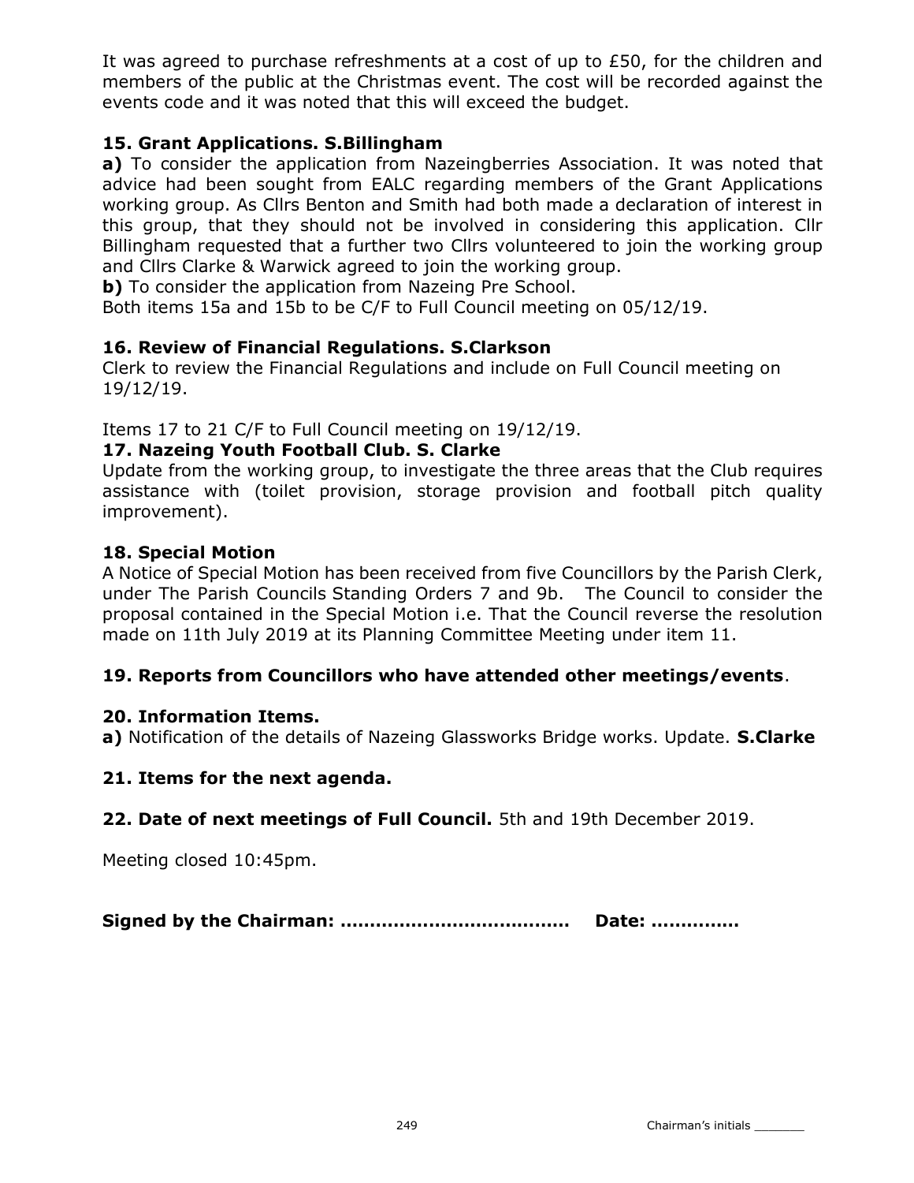It was agreed to purchase refreshments at a cost of up to £50, for the children and members of the public at the Christmas event. The cost will be recorded against the events code and it was noted that this will exceed the budget.

### 15. Grant Applications. S.Billingham

**a)** To consider the application from Nazeingberries Association. It was noted that advice had been sought from EALC regarding members of the Grant Applications working group. As Cllrs Benton and Smith had both made a declaration of interest in this group, that they should not be involved in considering this application. Cllr Billingham requested that a further two Cllrs volunteered to join the working group and Cllrs Clarke & Warwick agreed to join the working group.

**b)** To consider the application from Nazeing Pre School.

Both items 15a and 15b to be C/F to Full Council meeting on 05/12/19.

### 16. Review of Financial Regulations. S.Clarkson

Clerk to review the Financial Regulations and include on Full Council meeting on 19/12/19.

Items 17 to 21 C/F to Full Council meeting on 19/12/19.

### 17. Nazeing Youth Football Club. S. Clarke

Update from the working group, to investigate the three areas that the Club requires assistance with (toilet provision, storage provision and football pitch quality improvement).

### 18. Special Motion

A Notice of Special Motion has been received from five Councillors by the Parish Clerk, under The Parish Councils Standing Orders 7 and 9b. The Council to consider the proposal contained in the Special Motion i.e. That the Council reverse the resolution made on 11th July 2019 at its Planning Committee Meeting under item 11.

### 19. Reports from Councillors who have attended other meetings/events.

### 20. Information Items.

**a)** Notification of the details of Nazeing Glassworks Bridge works. Update. **S.Clarke**

### 21. Items for the next agenda.

### 22. Date of next meetings of Full Council. 5th and 19th December 2019.

Meeting closed 10:45pm.

**Signed by the Chairman: ………………………………… Date: ……………**

Chairman's initials _______